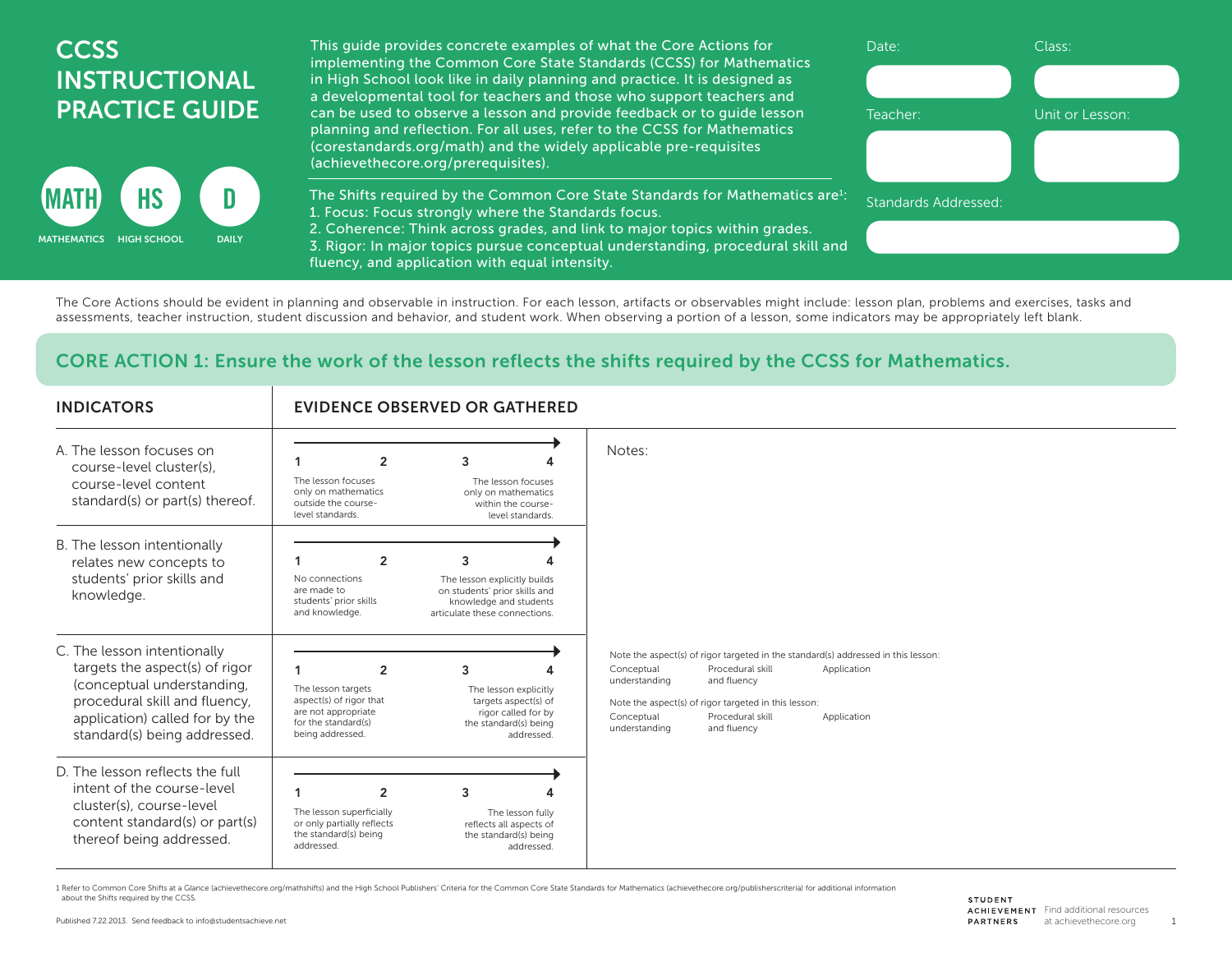# CCSS INSTRUCTIONAL PRACTICE GUIDE

MATH — MATHEMATICS | HS — HIGH SCHOOL | D — DAILY

This guide provides concrete examples of what the Core Actions for implementing the Common Core State Standards (CCSS) for Mathematics in High School look like in daily planning and practice. It is designed as a developmental tool for teachers and those who support teachers and can be used to observe a lesson and provide feedback or to guide lesson planning and reflection. For all uses, refer to the CCSS for Mathematics (corestandards.org/math) and the widely applicable pre-requisites (achievethecore.org/prerequisites).

The Shifts required by the Common Core State Standards for Mathematics are[1]:
1. Focus: Focus strongly where the Standards focus.
2. Coherence: Think across grades, and link to major topics within grades.
3. Rigor: In major topics pursue conceptual understanding, procedural skill and fluency, and application with equal intensity.

Date:

Class:

Teacher:

Unit or Lesson:

Standards Addressed:

The Core Actions should be evident in planning and observable in instruction. For each lesson, artifacts or observables might include: lesson plan, problems and exercises, tasks and assessments, teacher instruction, student discussion and behavior, and student work. When observing a portion of a lesson, some indicators may be appropriately left blank.

## CORE ACTION 1: Ensure the work of the lesson reflects the shifts required by the CCSS for Mathematics.

| INDICATORS | EVIDENCE OBSERVED OR GATHERED | |
|---|---|---|
| A. The lesson focuses on course-level cluster(s), course-level content standard(s) or part(s) thereof. | 1 — 2 — 3 — 4<br>1: The lesson focuses only on mathematics outside the course-level standards.<br>4: The lesson focuses only on mathematics within the course-level standards. | Notes: |
| B. The lesson intentionally relates new concepts to students' prior skills and knowledge. | 1 — 2 — 3 — 4<br>1: No connections are made to students' prior skills and knowledge.<br>4: The lesson explicitly builds on students' prior skills and knowledge and students articulate these connections. | |
| C. The lesson intentionally targets the aspect(s) of rigor (conceptual understanding, procedural skill and fluency, application) called for by the standard(s) being addressed. | 1 — 2 — 3 — 4<br>1: The lesson targets aspect(s) of rigor that are not appropriate for the standard(s) being addressed.<br>4: The lesson explicitly targets aspect(s) of rigor called for by the standard(s) being addressed. | Note the aspect(s) of rigor targeted in the standard(s) addressed in this lesson:<br>Conceptual understanding / Procedural skill and fluency / Application<br><br>Note the aspect(s) of rigor targeted in this lesson:<br>Conceptual understanding / Procedural skill and fluency / Application |
| D. The lesson reflects the full intent of the course-level cluster(s), course-level content standard(s) or part(s) thereof being addressed. | 1 — 2 — 3 — 4<br>1: The lesson superficially or only partially reflects the standard(s) being addressed.<br>4: The lesson fully reflects all aspects of the standard(s) being addressed. | |

1 Refer to Common Core Shifts at a Glance (achievethecore.org/mathshifts) and the High School Publishers' Criteria for the Common Core State Standards for Mathematics (achievethecore.org/publisherscriteria) for additional information about the Shifts required by the CCSS.

Published 7.22.2013. Send feedback to info@studentsachieve.net

STUDENT ACHIEVEMENT PARTNERS — Find additional resources at achievethecore.org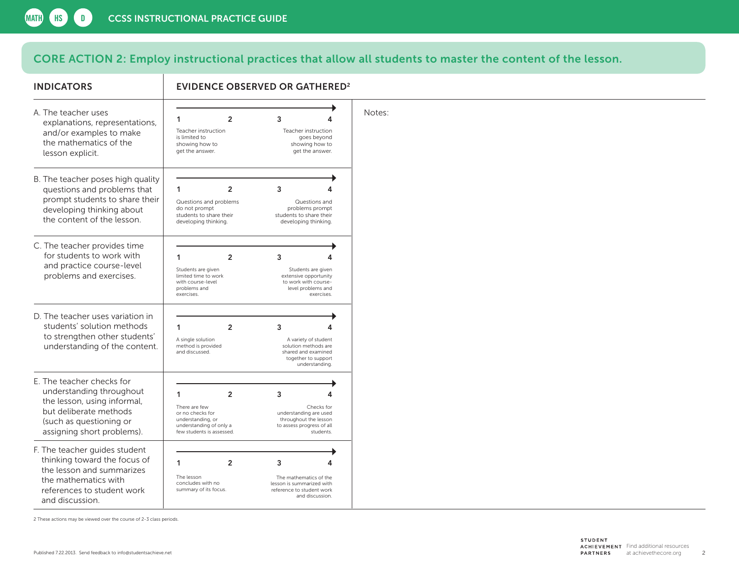## CORE ACTION 2: Employ instructional practices that allow all students to master the content of the lesson.

| INDICATORS | EVIDENCE OBSERVED OR GATHERED[2] | |
|---|---|---|
| A. The teacher uses explanations, representations, and/or examples to make the mathematics of the lesson explicit. | 1 2 3 4<br>1: Teacher instruction is limited to showing how to get the answer.<br>4: Teacher instruction goes beyond showing how to get the answer. | Notes: |
| B. The teacher poses high quality questions and problems that prompt students to share their developing thinking about the content of the lesson. | 1 2 3 4<br>1: Questions and problems do not prompt students to share their developing thinking.<br>4: Questions and problems prompt students to share their developing thinking. | |
| C. The teacher provides time for students to work with and practice course-level problems and exercises. | 1 2 3 4<br>1: Students are given limited time to work with course-level problems and exercises.<br>4: Students are given extensive opportunity to work with course-level problems and exercises. | |
| D. The teacher uses variation in students' solution methods to strengthen other students' understanding of the content. | 1 2 3 4<br>1: A single solution method is provided and discussed.<br>4: A variety of student solution methods are shared and examined together to support understanding. | |
| E. The teacher checks for understanding throughout the lesson, using informal, but deliberate methods (such as questioning or assigning short problems). | 1 2 3 4<br>1: There are few or no checks for understanding, or understanding of only a few students is assessed.<br>4: Checks for understanding are used throughout the lesson to assess progress of all students. | |
| F. The teacher guides student thinking toward the focus of the lesson and summarizes the mathematics with references to student work and discussion. | 1 2 3 4<br>1: The lesson concludes with no summary of its focus.<br>4: The mathematics of the lesson is summarized with reference to student work and discussion. | |

2 These actions may be viewed over the course of 2-3 class periods.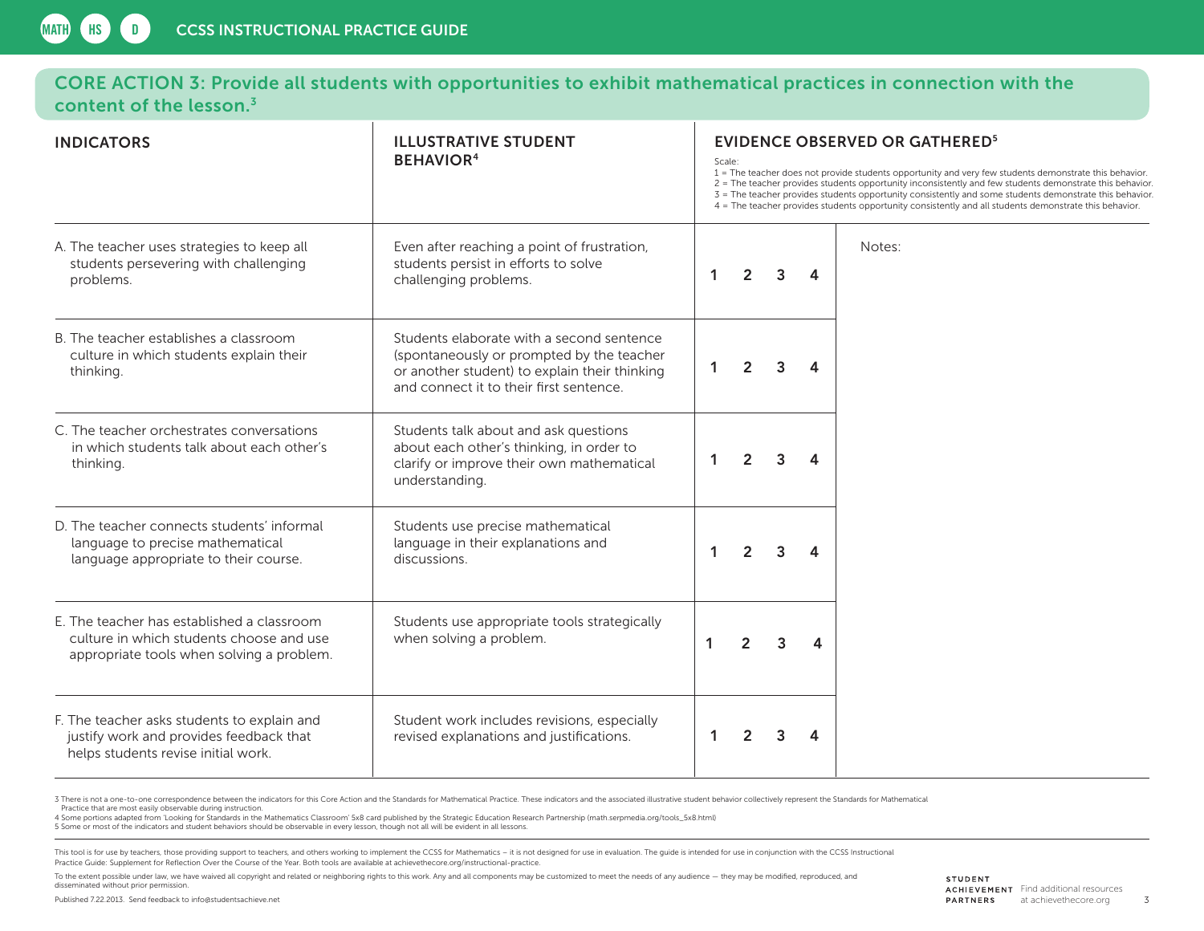## CORE ACTION 3: Provide all students with opportunities to exhibit mathematical practices in connection with the content of the lesson.[3]

| INDICATORS | ILLUSTRATIVE STUDENT BEHAVIOR[4] | EVIDENCE OBSERVED OR GATHERED[5] | |
|---|---|---|---|
| | | Scale:<br>1 = The teacher does not provide students opportunity and very few students demonstrate this behavior.<br>2 = The teacher provides students opportunity inconsistently and few students demonstrate this behavior.<br>3 = The teacher provides students opportunity consistently and some students demonstrate this behavior.<br>4 = The teacher provides students opportunity consistently and all students demonstrate this behavior. | |
| A. The teacher uses strategies to keep all students persevering with challenging problems. | Even after reaching a point of frustration, students persist in efforts to solve challenging problems. | 1 2 3 4 | Notes: |
| B. The teacher establishes a classroom culture in which students explain their thinking. | Students elaborate with a second sentence (spontaneously or prompted by the teacher or another student) to explain their thinking and connect it to their first sentence. | 1 2 3 4 | |
| C. The teacher orchestrates conversations in which students talk about each other's thinking. | Students talk about and ask questions about each other's thinking, in order to clarify or improve their own mathematical understanding. | 1 2 3 4 | |
| D. The teacher connects students' informal language to precise mathematical language appropriate to their course. | Students use precise mathematical language in their explanations and discussions. | 1 2 3 4 | |
| E. The teacher has established a classroom culture in which students choose and use appropriate tools when solving a problem. | Students use appropriate tools strategically when solving a problem. | 1 2 3 4 | |
| F. The teacher asks students to explain and justify work and provides feedback that helps students revise initial work. | Student work includes revisions, especially revised explanations and justifications. | 1 2 3 4 | |

3 There is not a one-to-one correspondence between the indicators for this Core Action and the Standards for Mathematical Practice. These indicators and the associated illustrative student behavior collectively represent the Standards for Mathematical Practice that are most easily observable during instruction.
4 Some portions adapted from 'Looking for Standards in the Mathematics Classroom' 5x8 card published by the Strategic Education Research Partnership (math.serpmedia.org/tools_5x8.html)
5 Some or most of the indicators and student behaviors should be observable in every lesson, though not all will be evident in all lessons.

This tool is for use by teachers, those providing support to teachers, and others working to implement the CCSS for Mathematics – it is not designed for use in evaluation. The guide is intended for use in conjunction with the CCSS Instructional Practice Guide: Supplement for Reflection Over the Course of the Year. Both tools are available at achievethecore.org/instructional-practice.

To the extent possible under law, we have waived all copyright and related or neighboring rights to this work. Any and all components may be customized to meet the needs of any audience — they may be modified, reproduced, and disseminated without prior permission.

Published 7.22.2013. Send feedback to info@studentsachieve.net

STUDENT ACHIEVEMENT PARTNERS — Find additional resources at achievethecore.org